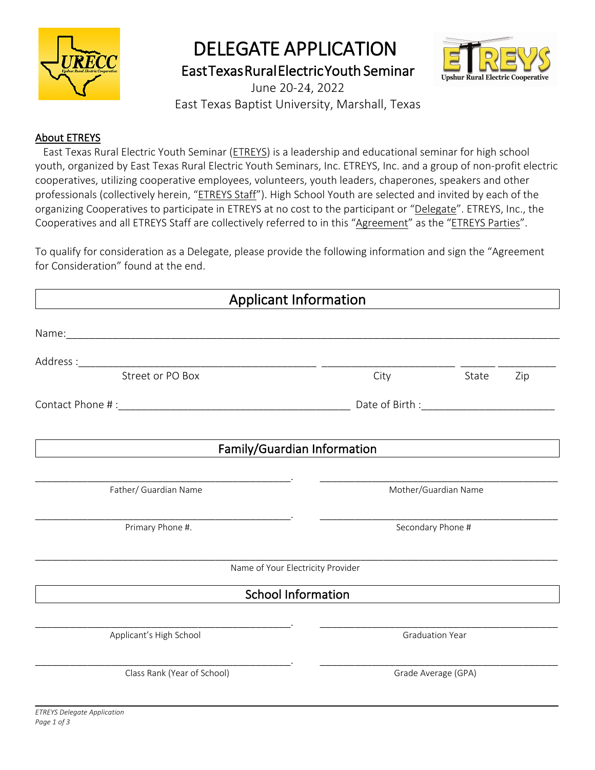# DELEGATE APPLICATION

## East Texas Rural Electric Youth Seminar

June 20-24, 2022

East Texas Baptist University, Marshall, Texas

**About ETREYS**

East Texas Rural Electric Youth Seminar (ETREYS) is a leadership and educational seminar for high school youth, organized by East Texas Rural Electric Youth Seminars, Inc. ETREYS, Inc. and a group of non-profit electric cooperatives, utilizing cooperative employees, volunteers, youth leaders, chaperones, speakers and other professionals (collectively herein, "ETREYS Staff"). High School Youth are selected and invited by each of the organizing Cooperatives to participate in ETREYS at no cost to the participant or "Delegate". ETREYS, Inc., the Cooperatives and all ETREYS Staff are collectively referred to in this "Agreement" as the "ETREYS Parties".

To qualify for consideration as a Delegate, please provide the following information and sign the "Agreement for Consideration" found at the end.

## Applicant Information

Name:______________________________________________________________________

Address :________________________________________ ______________________ ______ __________

Street or PO Box — City — State — Zip

Contact Phone # :_______________________________________ Date of Birth :______________________

## Family/Guardian Information

____________________________________________ ____________________________________________

Father/ Guardian Name — Mother/Guardian Name

____________________________________________ ____________________________________________

Primary Phone #. — Secondary Phone #

__________________________________________________________________________________________

Name of Your Electricity Provider

## School Information

____________________________________________ ____________________________________________

Applicant's High School — Graduation Year

____________________________________________ ____________________________________________

Class Rank (Year of School) — Grade Average (GPA)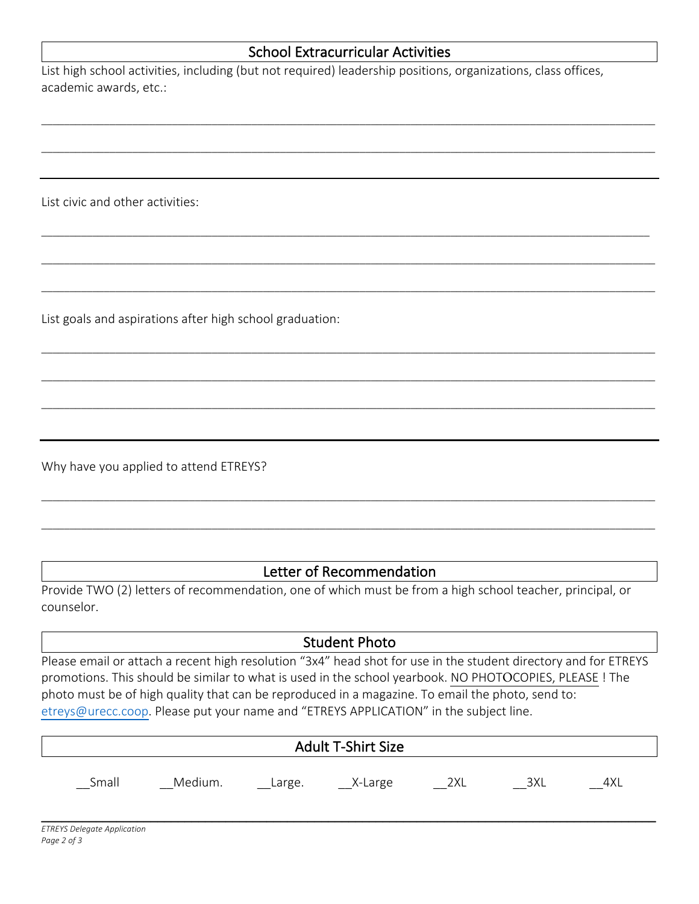## School Extracurricular Activities

List high school activities, including (but not required) leadership positions, organizations, class offices, academic awards, etc.:

_______________________________________________________________________________

_______________________________________________________________________________

List civic and other activities:

_______________________________________________________________________________

_______________________________________________________________________________

_______________________________________________________________________________

List goals and aspirations after high school graduation:

_______________________________________________________________________________

_______________________________________________________________________________

_______________________________________________________________________________

Why have you applied to attend ETREYS?

_______________________________________________________________________________

_______________________________________________________________________________

## Letter of Recommendation

Provide TWO (2) letters of recommendation, one of which must be from a high school teacher, principal, or counselor.

## Student Photo

Please email or attach a recent high resolution "3x4" head shot for use in the student directory and for ETREYS promotions. This should be similar to what is used in the school yearbook. NO PHOTOCOPIES, PLEASE ! The photo must be of high quality that can be reproduced in a magazine. To email the photo, send to: etreys@urecc.coop. Please put your name and "ETREYS APPLICATION" in the subject line.

## Adult T-Shirt Size

__Small __Medium. __Large. __X-Large __2XL __3XL __4XL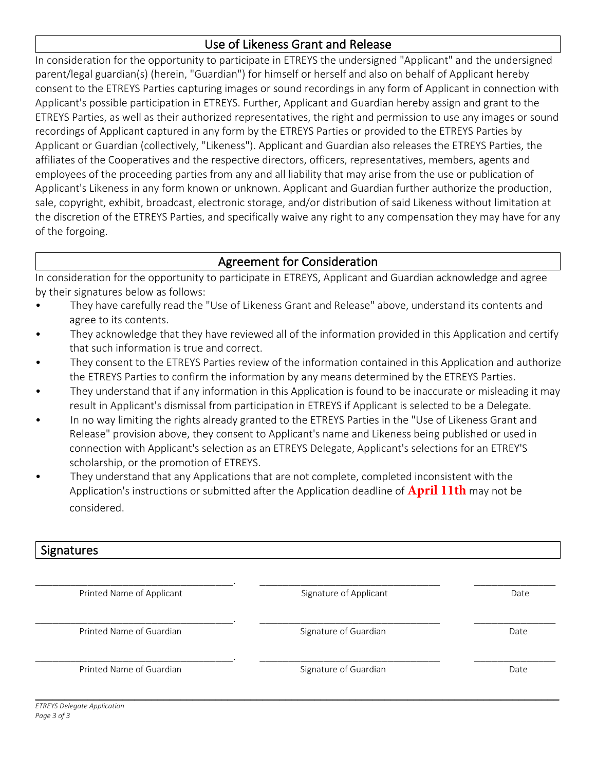## Use of Likeness Grant and Release

In consideration for the opportunity to participate in ETREYS the undersigned "Applicant" and the undersigned parent/legal guardian(s) (herein, "Guardian") for himself or herself and also on behalf of Applicant hereby consent to the ETREYS Parties capturing images or sound recordings in any form of Applicant in connection with Applicant's possible participation in ETREYS. Further, Applicant and Guardian hereby assign and grant to the ETREYS Parties, as well as their authorized representatives, the right and permission to use any images or sound recordings of Applicant captured in any form by the ETREYS Parties or provided to the ETREYS Parties by Applicant or Guardian (collectively, "Likeness"). Applicant and Guardian also releases the ETREYS Parties, the affiliates of the Cooperatives and the respective directors, officers, representatives, members, agents and employees of the proceeding parties from any and all liability that may arise from the use or publication of Applicant's Likeness in any form known or unknown. Applicant and Guardian further authorize the production, sale, copyright, exhibit, broadcast, electronic storage, and/or distribution of said Likeness without limitation at the discretion of the ETREYS Parties, and specifically waive any right to any compensation they may have for any of the forgoing.

## Agreement for Consideration

In consideration for the opportunity to participate in ETREYS, Applicant and Guardian acknowledge and agree by their signatures below as follows:

- They have carefully read the "Use of Likeness Grant and Release" above, understand its contents and agree to its contents.
- They acknowledge that they have reviewed all of the information provided in this Application and certify that such information is true and correct.
- They consent to the ETREYS Parties review of the information contained in this Application and authorize the ETREYS Parties to confirm the information by any means determined by the ETREYS Parties.
- They understand that if any information in this Application is found to be inaccurate or misleading it may result in Applicant's dismissal from participation in ETREYS if Applicant is selected to be a Delegate.
- In no way limiting the rights already granted to the ETREYS Parties in the "Use of Likeness Grant and Release" provision above, they consent to Applicant's name and Likeness being published or used in connection with Applicant's selection as an ETREYS Delegate, Applicant's selections for an ETREY'S scholarship, or the promotion of ETREYS.
- They understand that any Applications that are not complete, completed inconsistent with the Application's instructions or submitted after the Application deadline of **April 11th** may not be considered.

## Signatures

| | | |
|---|---|---|
| ______________________________ | ______________________________ | ____________ |
| Printed Name of Applicant | Signature of Applicant | Date |
| ______________________________ | ______________________________ | ____________ |
| Printed Name of Guardian | Signature of Guardian | Date |
| ______________________________ | ______________________________ | ____________ |
| Printed Name of Guardian | Signature of Guardian | Date |